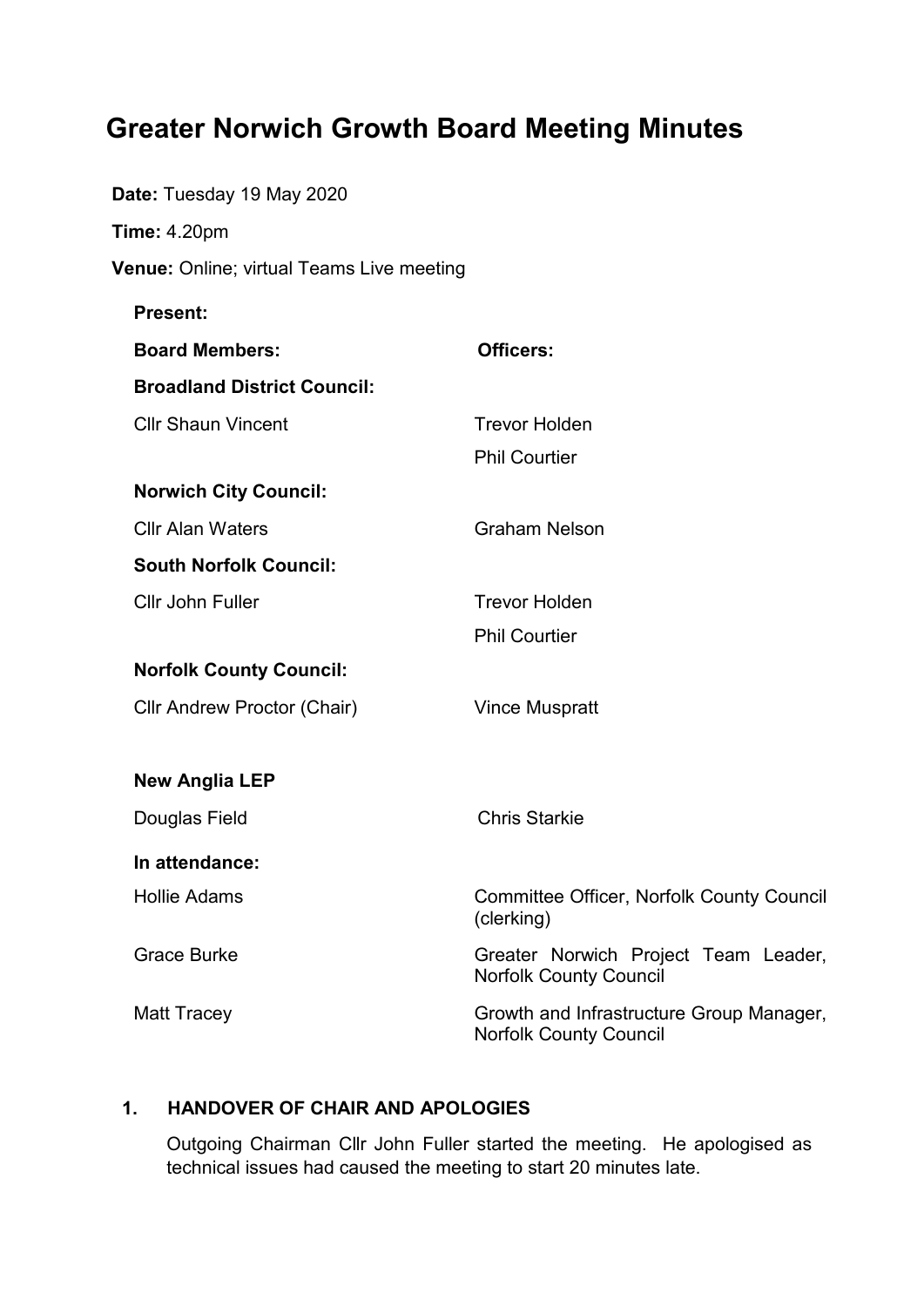# Greater Norwich Growth Board Meeting Minutes

**Date:** Tuesday 19 May 2020

**Time:** 4.20pm

**Venue:** Online; virtual Teams Live meeting

**Present:**

| **Board Members:** | **Officers:** |
|---|---|
| **Broadland District Council:** | |
| Cllr Shaun Vincent | Trevor Holden |
| | Phil Courtier |
| **Norwich City Council:** | |
| Cllr Alan Waters | Graham Nelson |
| **South Norfolk Council:** | |
| Cllr John Fuller | Trevor Holden |
| | Phil Courtier |
| **Norfolk County Council:** | |
| Cllr Andrew Proctor (Chair) | Vince Muspratt |
| **New Anglia LEP** | |
| Douglas Field | Chris Starkie |
| **In attendance:** | |
| Hollie Adams | Committee Officer, Norfolk County Council (clerking) |
| Grace Burke | Greater Norwich Project Team Leader, Norfolk County Council |
| Matt Tracey | Growth and Infrastructure Group Manager, Norfolk County Council |

## 1. HANDOVER OF CHAIR AND APOLOGIES

Outgoing Chairman Cllr John Fuller started the meeting. He apologised as technical issues had caused the meeting to start 20 minutes late.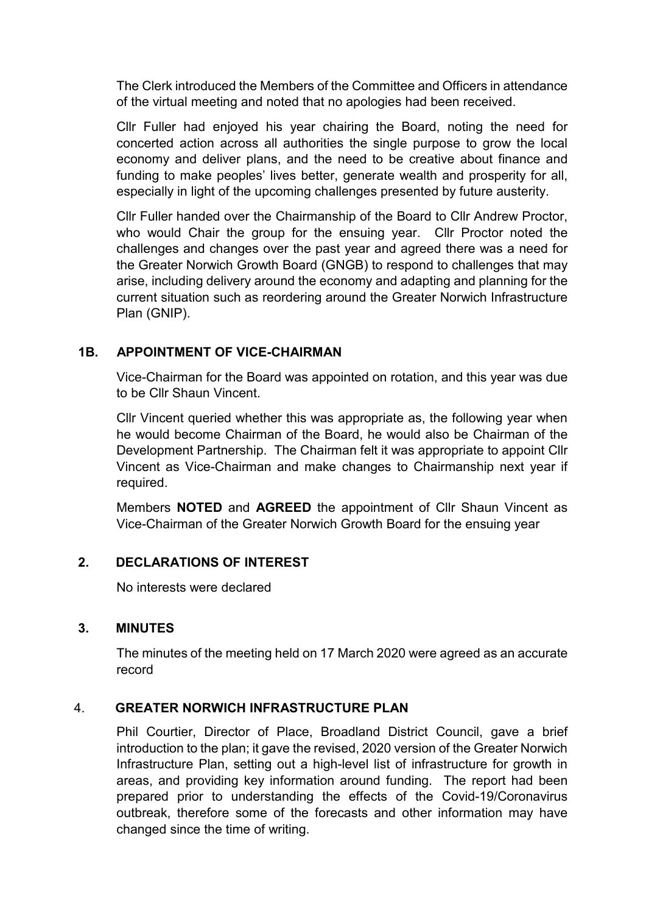The Clerk introduced the Members of the Committee and Officers in attendance of the virtual meeting and noted that no apologies had been received.

Cllr Fuller had enjoyed his year chairing the Board, noting the need for concerted action across all authorities the single purpose to grow the local economy and deliver plans, and the need to be creative about finance and funding to make peoples' lives better, generate wealth and prosperity for all, especially in light of the upcoming challenges presented by future austerity.

Cllr Fuller handed over the Chairmanship of the Board to Cllr Andrew Proctor, who would Chair the group for the ensuing year. Cllr Proctor noted the challenges and changes over the past year and agreed there was a need for the Greater Norwich Growth Board (GNGB) to respond to challenges that may arise, including delivery around the economy and adapting and planning for the current situation such as reordering around the Greater Norwich Infrastructure Plan (GNIP).

## 1B. APPOINTMENT OF VICE-CHAIRMAN

Vice-Chairman for the Board was appointed on rotation, and this year was due to be Cllr Shaun Vincent.

Cllr Vincent queried whether this was appropriate as, the following year when he would become Chairman of the Board, he would also be Chairman of the Development Partnership. The Chairman felt it was appropriate to appoint Cllr Vincent as Vice-Chairman and make changes to Chairmanship next year if required.

Members **NOTED** and **AGREED** the appointment of Cllr Shaun Vincent as Vice-Chairman of the Greater Norwich Growth Board for the ensuing year

## 2. DECLARATIONS OF INTEREST

No interests were declared

## 3. MINUTES

The minutes of the meeting held on 17 March 2020 were agreed as an accurate record

## 4. GREATER NORWICH INFRASTRUCTURE PLAN

Phil Courtier, Director of Place, Broadland District Council, gave a brief introduction to the plan; it gave the revised, 2020 version of the Greater Norwich Infrastructure Plan, setting out a high-level list of infrastructure for growth in areas, and providing key information around funding. The report had been prepared prior to understanding the effects of the Covid-19/Coronavirus outbreak, therefore some of the forecasts and other information may have changed since the time of writing.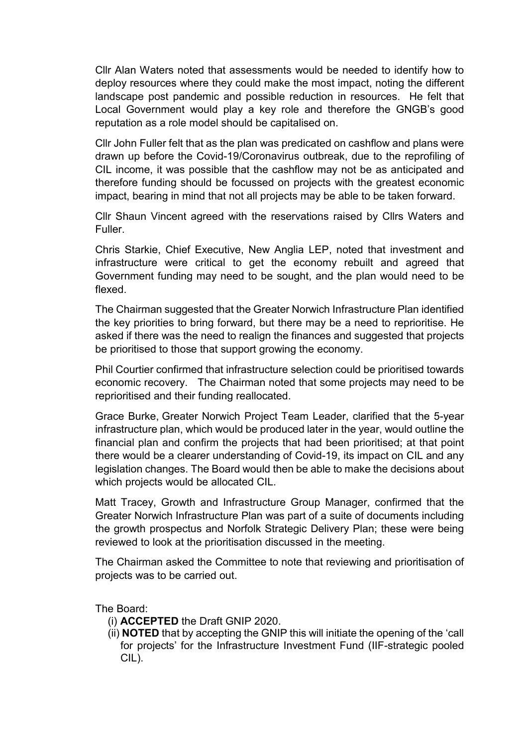Cllr Alan Waters noted that assessments would be needed to identify how to deploy resources where they could make the most impact, noting the different landscape post pandemic and possible reduction in resources. He felt that Local Government would play a key role and therefore the GNGB's good reputation as a role model should be capitalised on.

Cllr John Fuller felt that as the plan was predicated on cashflow and plans were drawn up before the Covid-19/Coronavirus outbreak, due to the reprofiling of CIL income, it was possible that the cashflow may not be as anticipated and therefore funding should be focussed on projects with the greatest economic impact, bearing in mind that not all projects may be able to be taken forward.

Cllr Shaun Vincent agreed with the reservations raised by Cllrs Waters and Fuller.

Chris Starkie, Chief Executive, New Anglia LEP, noted that investment and infrastructure were critical to get the economy rebuilt and agreed that Government funding may need to be sought, and the plan would need to be flexed.

The Chairman suggested that the Greater Norwich Infrastructure Plan identified the key priorities to bring forward, but there may be a need to reprioritise. He asked if there was the need to realign the finances and suggested that projects be prioritised to those that support growing the economy.

Phil Courtier confirmed that infrastructure selection could be prioritised towards economic recovery. The Chairman noted that some projects may need to be reprioritised and their funding reallocated.

Grace Burke, Greater Norwich Project Team Leader, clarified that the 5-year infrastructure plan, which would be produced later in the year, would outline the financial plan and confirm the projects that had been prioritised; at that point there would be a clearer understanding of Covid-19, its impact on CIL and any legislation changes. The Board would then be able to make the decisions about which projects would be allocated CIL.

Matt Tracey, Growth and Infrastructure Group Manager, confirmed that the Greater Norwich Infrastructure Plan was part of a suite of documents including the growth prospectus and Norfolk Strategic Delivery Plan; these were being reviewed to look at the prioritisation discussed in the meeting.

The Chairman asked the Committee to note that reviewing and prioritisation of projects was to be carried out.

The Board:

(i) **ACCEPTED** the Draft GNIP 2020.

(ii) **NOTED** that by accepting the GNIP this will initiate the opening of the 'call for projects' for the Infrastructure Investment Fund (IIF-strategic pooled CIL).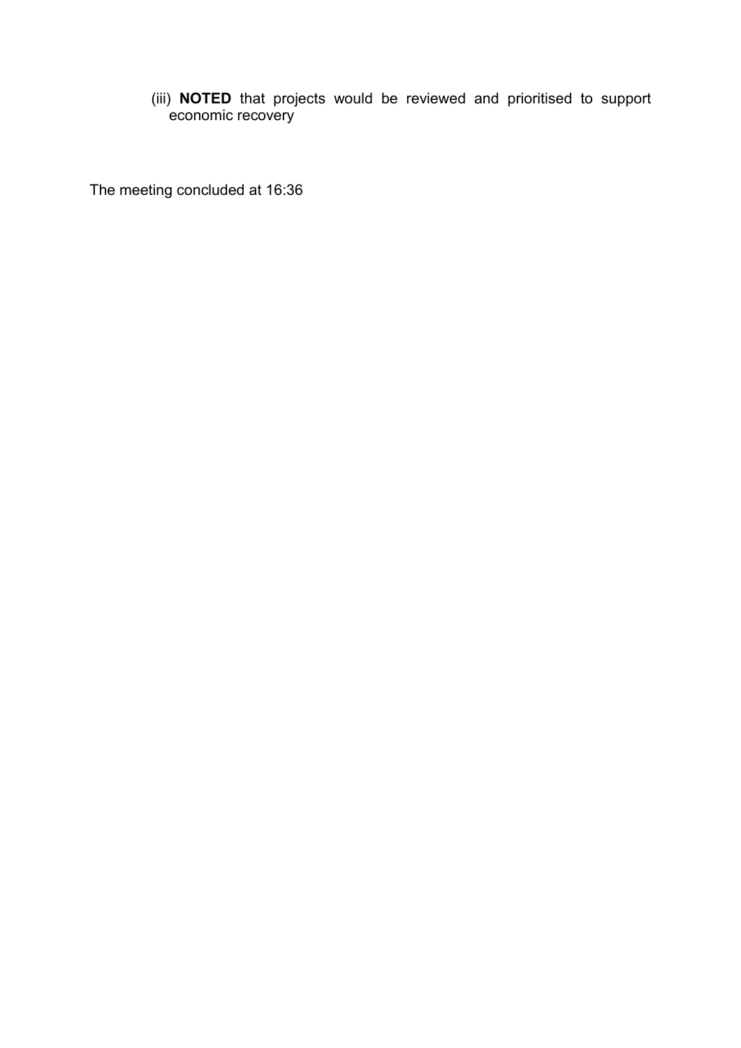(iii) **NOTED** that projects would be reviewed and prioritised to support economic recovery

The meeting concluded at 16:36